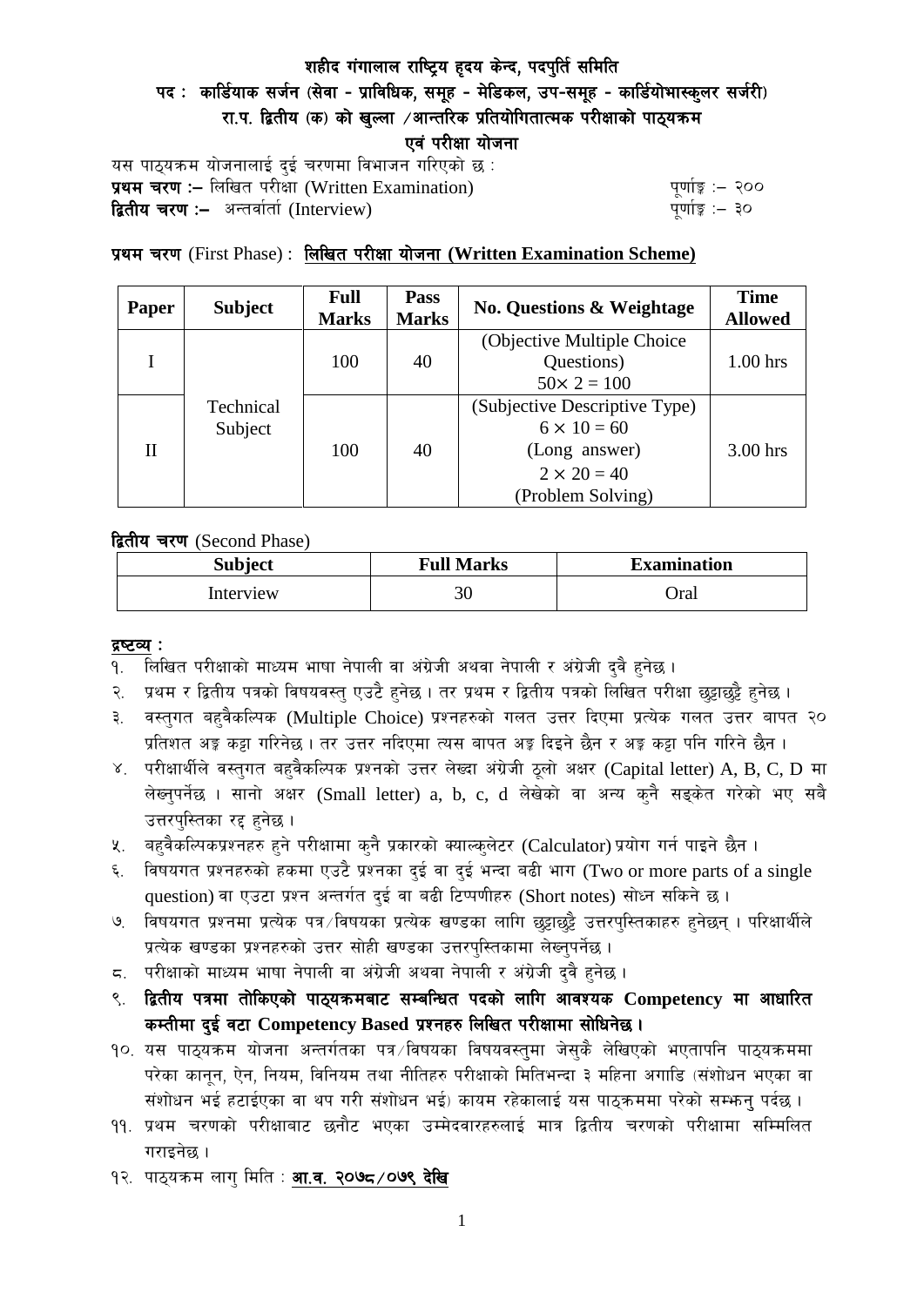# शहीद गंगालाल राष्ट्रिय हृदय केन्द, पदपुर्ति समिति

## पद : कार्डियाक सर्जन (सेवा - प्राविधिक, समूह - मेडिकल, उप-समूह - कार्डियोभास्कुलर सर्जरी)

## रा.प. द्वितीय (क) को खुल्ला /आन्तरिक प्रतियोगितात्मक परीक्षाको पाठ्यक्रम

## एवं परीक्षा योजना

यस पाठ्यक्रम योजनालाई दुई चरणमा विभाजन गरिएको छ :

**प्रथम चरण :–** लिखित परीक्षा (Written Examination) पूर्णाङ्क :– २००

**द्वितीय चरण :–** अन्तर्वार्ता (Interview) पूर्णाङ्क :– ३०

**प्रथम चरण** (First Phase) : **लिखित परीक्षा योजना (Written Examination Scheme)**

| Paper | Subject | Full Marks | Pass Marks | No. Questions & Weightage | Time Allowed |
|---|---|---|---|---|---|
| I | Technical Subject | 100 | 40 | (Objective Multiple Choice Questions) $50\times 2 = 100$ | 1.00 hrs |
| II | | 100 | 40 | (Subjective Descriptive Type) $6 \times 10 = 60$ (Long answer) $2 \times 20 = 40$ (Problem Solving) | 3.00 hrs |

**द्वितीय चरण** (Second Phase)

| Subject | Full Marks | Examination |
|---|---|---|
| Interview | 30 | Oral |

**द्रष्टव्य :**

१. लिखित परीक्षाको माध्यम भाषा नेपाली वा अंग्रेजी अथवा नेपाली र अंग्रेजी दुवै हुनेछ ।

२. प्रथम र द्वितीय पत्रको विषयवस्तु एउटै हुनेछ । तर प्रथम र द्वितीय पत्रको लिखित परीक्षा छुट्टाछुट्टै हुनेछ ।

३. वस्तुगत बहुवैकल्पिक (Multiple Choice) प्रश्नहरुको गलत उत्तर दिएमा प्रत्येक गलत उत्तर बापत २० प्रतिशत अङ्क कट्टा गरिनेछ । तर उत्तर नदिएमा त्यस बापत अङ्क दिइने छैन र अङ्क कट्टा पनि गरिने छैन ।

४. परीक्षार्थीले वस्तुगत बहुवैकल्पिक प्रश्नको उत्तर लेख्दा अंग्रेजी ठूलो अक्षर (Capital letter) A, B, C, D मा लेख्नुपर्नेछ । सानो अक्षर (Small letter) a, b, c, d लेखेको वा अन्य कुनै सङ्केत गरेको भए सबै उत्तरपुस्तिका रद्द हुनेछ ।

५. बहुवैकल्पिकप्रश्नहरु हुने परीक्षामा कुनै प्रकारको क्याल्कुलेटर (Calculator) प्रयोग गर्न पाइने छैन ।

६. विषयगत प्रश्नहरुको हकमा एउटै प्रश्नका दुई वा दुई भन्दा बढी भाग (Two or more parts of a single question) वा एउटा प्रश्न अन्तर्गत दुई वा बढी टिप्पणीहरु (Short notes) सोध्न सकिने छ ।

७. विषयगत प्रश्नमा प्रत्येक पत्र/विषयका प्रत्येक खण्डका लागि छुट्टाछुट्टै उत्तरपुस्तिकाहरु हुनेछन् । परिक्षार्थीले प्रत्येक खण्डका प्रश्नहरुको उत्तर सोही खण्डका उत्तरपुस्तिकामा लेख्नुपर्नेछ ।

८. परीक्षाको माध्यम भाषा नेपाली वा अंग्रेजी अथवा नेपाली र अंग्रेजी दुवै हुनेछ ।

९. **द्वितीय पत्रमा तोकिएको पाठ्यक्रमबाट सम्बन्धित पदको लागि आवश्यक Competency मा आधारित कम्तीमा दुई वटा Competency Based प्रश्नहरु लिखित परीक्षामा सोधिनेछ ।**

१०. यस पाठ्यक्रम योजना अन्तर्गतका पत्र/विषयका विषयवस्तुमा जेसुकै लेखिएको भएतापनि पाठ्यक्रममा परेका कानून, ऐन, नियम, विनियम तथा नीतिहरु परीक्षाको मितिभन्दा ३ महिना अगाडि (संशोधन भएका वा संशोधन भई हटाईएका वा थप गरी संशोधन भई) कायम रहेकालाई यस पाठ्क्रममा परेको सम्झनु पर्दछ ।

११. प्रथम चरणको परीक्षाबाट छनौट भएका उम्मेदवारहरुलाई मात्र द्वितीय चरणको परीक्षामा सम्मिलित गराइनेछ ।

१२. पाठ्यक्रम लागु मिति : **आ.व. २०७८/०७९ देखि**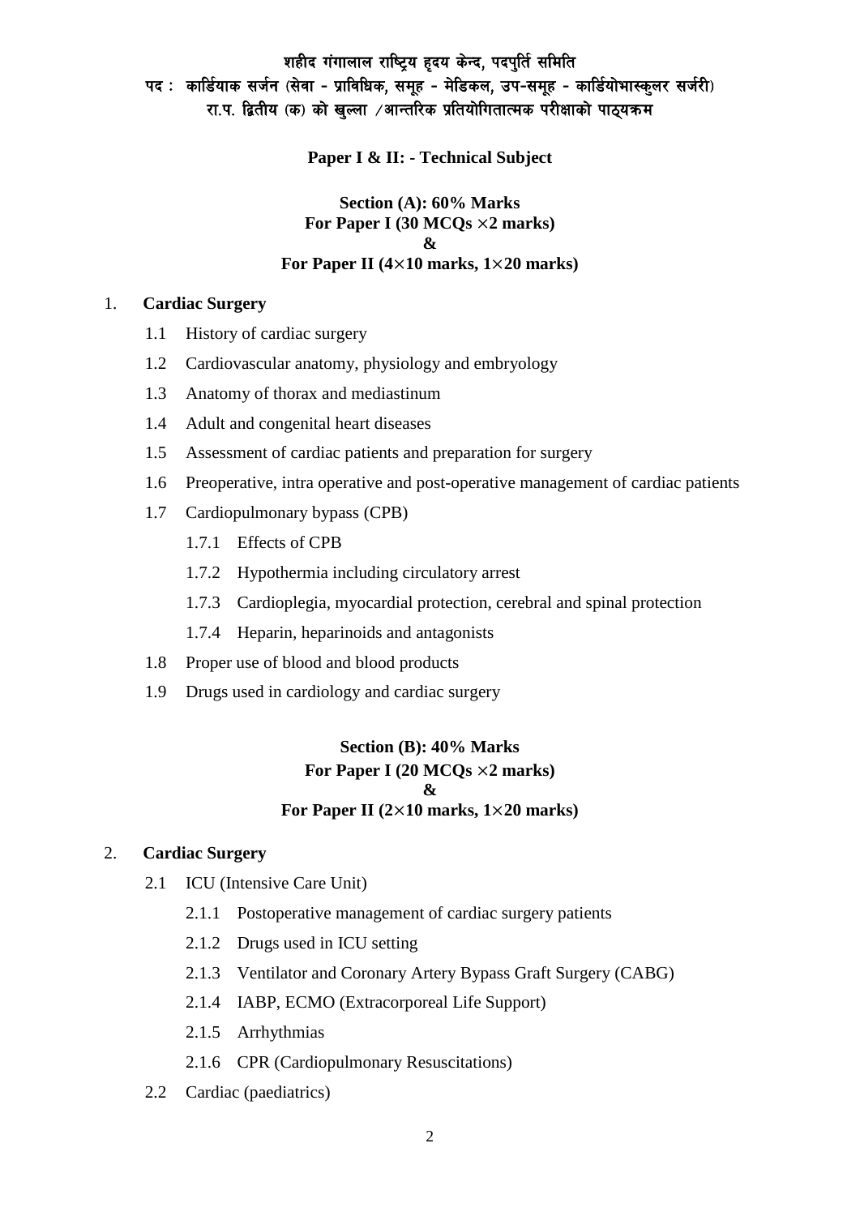**शहीद गंगालाल राष्ट्रिय हृदय केन्द, पदपुर्ति समिति**
**पद : कार्डियाक सर्जन (सेवा - प्राविधिक, समूह - मेडिकल, उप-समूह - कार्डियोभास्कुलर सर्जरी)**
**रा.प. द्वितीय (क) को खुल्ला /आन्तरिक प्रतियोगितात्मक परीक्षाको पाठ्यक्रम**

**Paper I & II: - Technical Subject**

**Section (A): 60% Marks**
**For Paper I (30 MCQs ×2 marks)**
**&**
**For Paper II (4×10 marks, 1×20 marks)**

1. **Cardiac Surgery**
   - 1.1 History of cardiac surgery
   - 1.2 Cardiovascular anatomy, physiology and embryology
   - 1.3 Anatomy of thorax and mediastinum
   - 1.4 Adult and congenital heart diseases
   - 1.5 Assessment of cardiac patients and preparation for surgery
   - 1.6 Preoperative, intra operative and post-operative management of cardiac patients
   - 1.7 Cardiopulmonary bypass (CPB)
     - 1.7.1 Effects of CPB
     - 1.7.2 Hypothermia including circulatory arrest
     - 1.7.3 Cardioplegia, myocardial protection, cerebral and spinal protection
     - 1.7.4 Heparin, heparinoids and antagonists
   - 1.8 Proper use of blood and blood products
   - 1.9 Drugs used in cardiology and cardiac surgery

**Section (B): 40% Marks**
**For Paper I (20 MCQs ×2 marks)**
**&**
**For Paper II (2×10 marks, 1×20 marks)**

2. **Cardiac Surgery**
   - 2.1 ICU (Intensive Care Unit)
     - 2.1.1 Postoperative management of cardiac surgery patients
     - 2.1.2 Drugs used in ICU setting
     - 2.1.3 Ventilator and Coronary Artery Bypass Graft Surgery (CABG)
     - 2.1.4 IABP, ECMO (Extracorporeal Life Support)
     - 2.1.5 Arrhythmias
     - 2.1.6 CPR (Cardiopulmonary Resuscitations)
   - 2.2 Cardiac (paediatrics)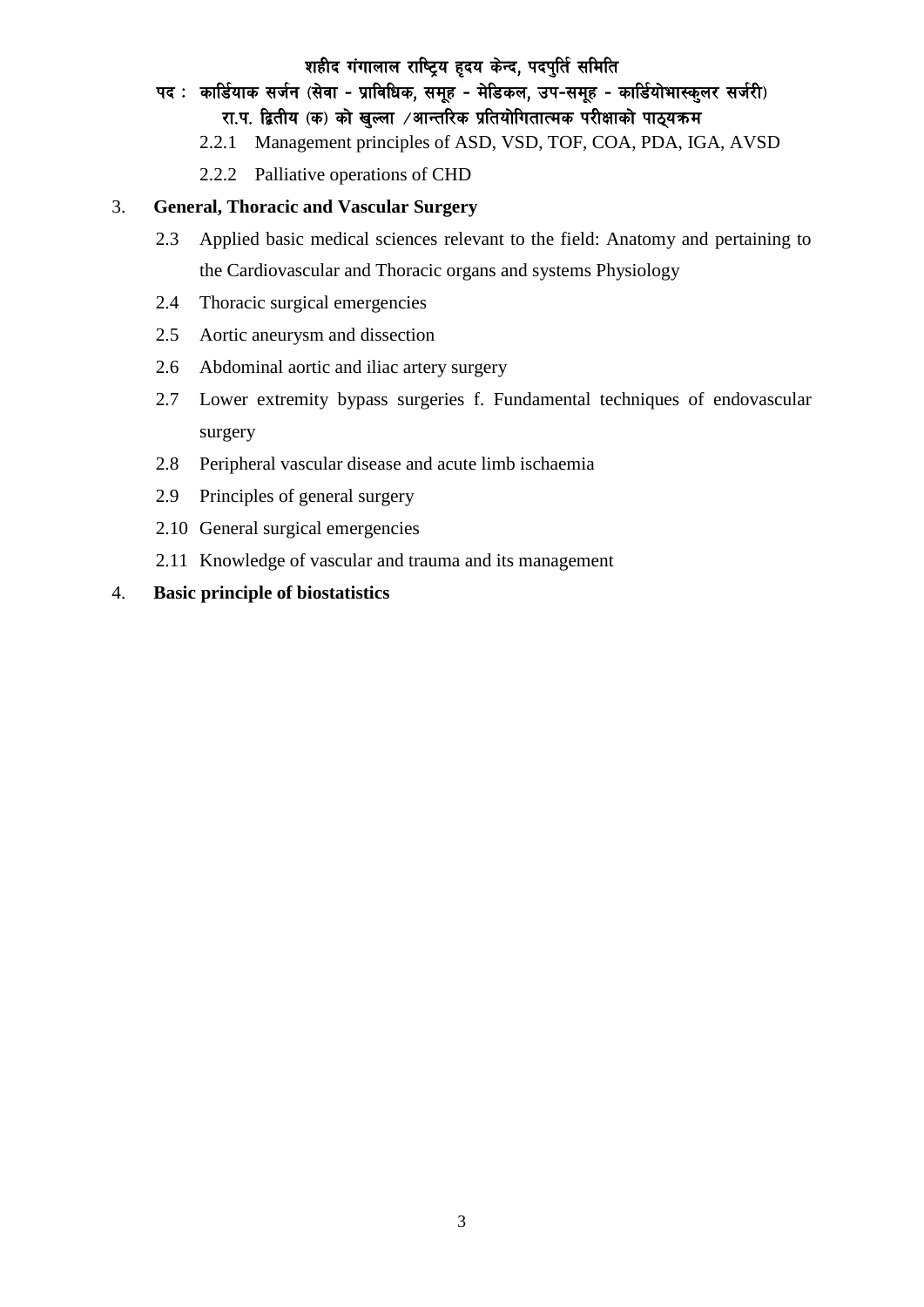2.2.1 Management principles of ASD, VSD, TOF, COA, PDA, IGA, AVSD

2.2.2 Palliative operations of CHD

3. **General, Thoracic and Vascular Surgery**

   2.3 Applied basic medical sciences relevant to the field: Anatomy and pertaining to the Cardiovascular and Thoracic organs and systems Physiology

   2.4 Thoracic surgical emergencies

   2.5 Aortic aneurysm and dissection

   2.6 Abdominal aortic and iliac artery surgery

   2.7 Lower extremity bypass surgeries f. Fundamental techniques of endovascular surgery

   2.8 Peripheral vascular disease and acute limb ischaemia

   2.9 Principles of general surgery

   2.10 General surgical emergencies

   2.11 Knowledge of vascular and trauma and its management

4. **Basic principle of biostatistics**